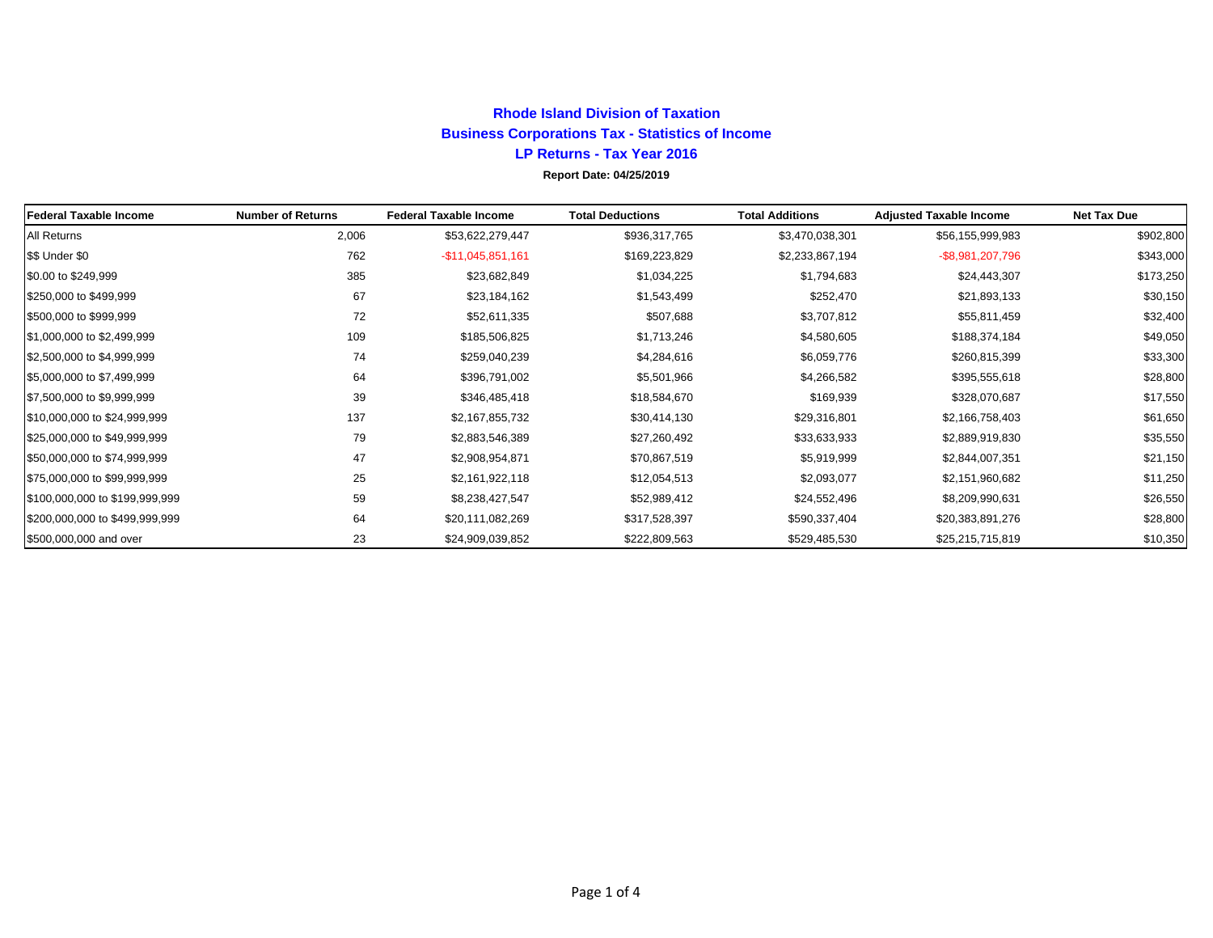# Rhode Island Division of Taxation

## Business Corporations Tax - Statistics of Income

## LP Returns - Tax Year 2016

**Report Date: 04/25/2019**

| Federal Taxable Income | Number of Returns | Federal Taxable Income | Total Deductions | Total Additions | Adjusted Taxable Income | Net Tax Due |
|---|---|---|---|---|---|---|
| All Returns | 2,006 | $53,622,279,447 | $936,317,765 | $3,470,038,301 | $56,155,999,983 | $902,800 |
| $$ Under $0 | 762 | -$11,045,851,161 | $169,223,829 | $2,233,867,194 | -$8,981,207,796 | $343,000 |
| $0.00 to $249,999 | 385 | $23,682,849 | $1,034,225 | $1,794,683 | $24,443,307 | $173,250 |
| $250,000 to $499,999 | 67 | $23,184,162 | $1,543,499 | $252,470 | $21,893,133 | $30,150 |
| $500,000 to $999,999 | 72 | $52,611,335 | $507,688 | $3,707,812 | $55,811,459 | $32,400 |
| $1,000,000 to $2,499,999 | 109 | $185,506,825 | $1,713,246 | $4,580,605 | $188,374,184 | $49,050 |
| $2,500,000 to $4,999,999 | 74 | $259,040,239 | $4,284,616 | $6,059,776 | $260,815,399 | $33,300 |
| $5,000,000 to $7,499,999 | 64 | $396,791,002 | $5,501,966 | $4,266,582 | $395,555,618 | $28,800 |
| $7,500,000 to $9,999,999 | 39 | $346,485,418 | $18,584,670 | $169,939 | $328,070,687 | $17,550 |
| $10,000,000 to $24,999,999 | 137 | $2,167,855,732 | $30,414,130 | $29,316,801 | $2,166,758,403 | $61,650 |
| $25,000,000 to $49,999,999 | 79 | $2,883,546,389 | $27,260,492 | $33,633,933 | $2,889,919,830 | $35,550 |
| $50,000,000 to $74,999,999 | 47 | $2,908,954,871 | $70,867,519 | $5,919,999 | $2,844,007,351 | $21,150 |
| $75,000,000 to $99,999,999 | 25 | $2,161,922,118 | $12,054,513 | $2,093,077 | $2,151,960,682 | $11,250 |
| $100,000,000 to $199,999,999 | 59 | $8,238,427,547 | $52,989,412 | $24,552,496 | $8,209,990,631 | $26,550 |
| $200,000,000 to $499,999,999 | 64 | $20,111,082,269 | $317,528,397 | $590,337,404 | $20,383,891,276 | $28,800 |
| $500,000,000 and over | 23 | $24,909,039,852 | $222,809,563 | $529,485,530 | $25,215,715,819 | $10,350 |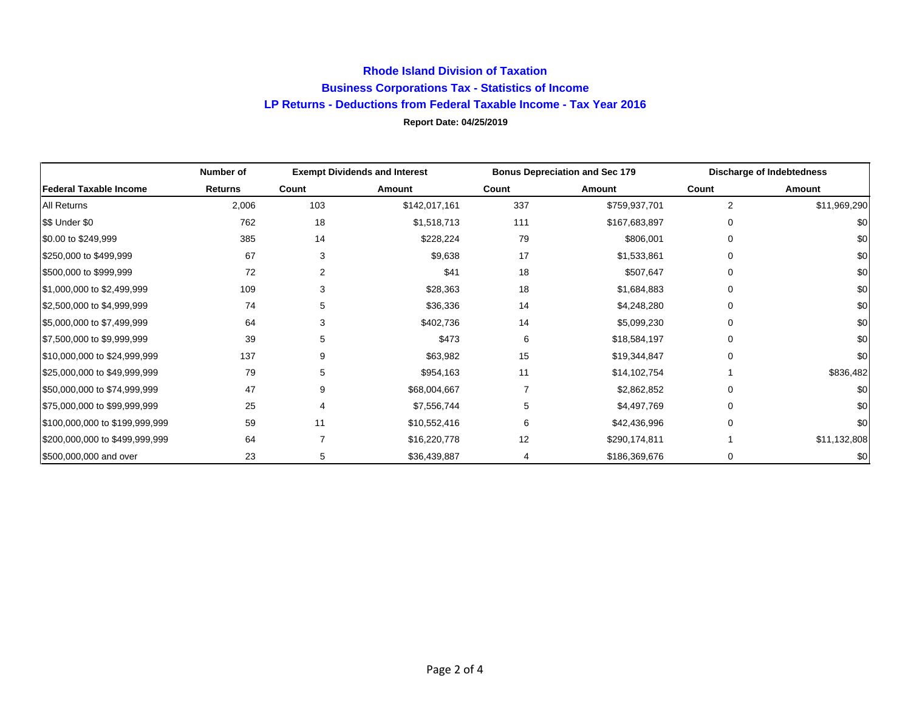# Rhode Island Division of Taxation

## Business Corporations Tax - Statistics of Income

### LP Returns - Deductions from Federal Taxable Income - Tax Year 2016

**Report Date: 04/25/2019**

| | Number of | Exempt Dividends and Interest | | Bonus Depreciation and Sec 179 | | Discharge of Indebtedness | |
|---|---|---|---|---|---|---|---|
| **Federal Taxable Income** | **Returns** | **Count** | **Amount** | **Count** | **Amount** | **Count** | **Amount** |
| All Returns | 2,006 | 103 | $142,017,161 | 337 | $759,937,701 | 2 | $11,969,290 |
| $$ Under $0 | 762 | 18 | $1,518,713 | 111 | $167,683,897 | 0 | $0 |
| $0.00 to $249,999 | 385 | 14 | $228,224 | 79 | $806,001 | 0 | $0 |
| $250,000 to $499,999 | 67 | 3 | $9,638 | 17 | $1,533,861 | 0 | $0 |
| $500,000 to $999,999 | 72 | 2 | $41 | 18 | $507,647 | 0 | $0 |
| $1,000,000 to $2,499,999 | 109 | 3 | $28,363 | 18 | $1,684,883 | 0 | $0 |
| $2,500,000 to $4,999,999 | 74 | 5 | $36,336 | 14 | $4,248,280 | 0 | $0 |
| $5,000,000 to $7,499,999 | 64 | 3 | $402,736 | 14 | $5,099,230 | 0 | $0 |
| $7,500,000 to $9,999,999 | 39 | 5 | $473 | 6 | $18,584,197 | 0 | $0 |
| $10,000,000 to $24,999,999 | 137 | 9 | $63,982 | 15 | $19,344,847 | 0 | $0 |
| $25,000,000 to $49,999,999 | 79 | 5 | $954,163 | 11 | $14,102,754 | 1 | $836,482 |
| $50,000,000 to $74,999,999 | 47 | 9 | $68,004,667 | 7 | $2,862,852 | 0 | $0 |
| $75,000,000 to $99,999,999 | 25 | 4 | $7,556,744 | 5 | $4,497,769 | 0 | $0 |
| $100,000,000 to $199,999,999 | 59 | 11 | $10,552,416 | 6 | $42,436,996 | 0 | $0 |
| $200,000,000 to $499,999,999 | 64 | 7 | $16,220,778 | 12 | $290,174,811 | 1 | $11,132,808 |
| $500,000,000 and over | 23 | 5 | $36,439,887 | 4 | $186,369,676 | 0 | $0 |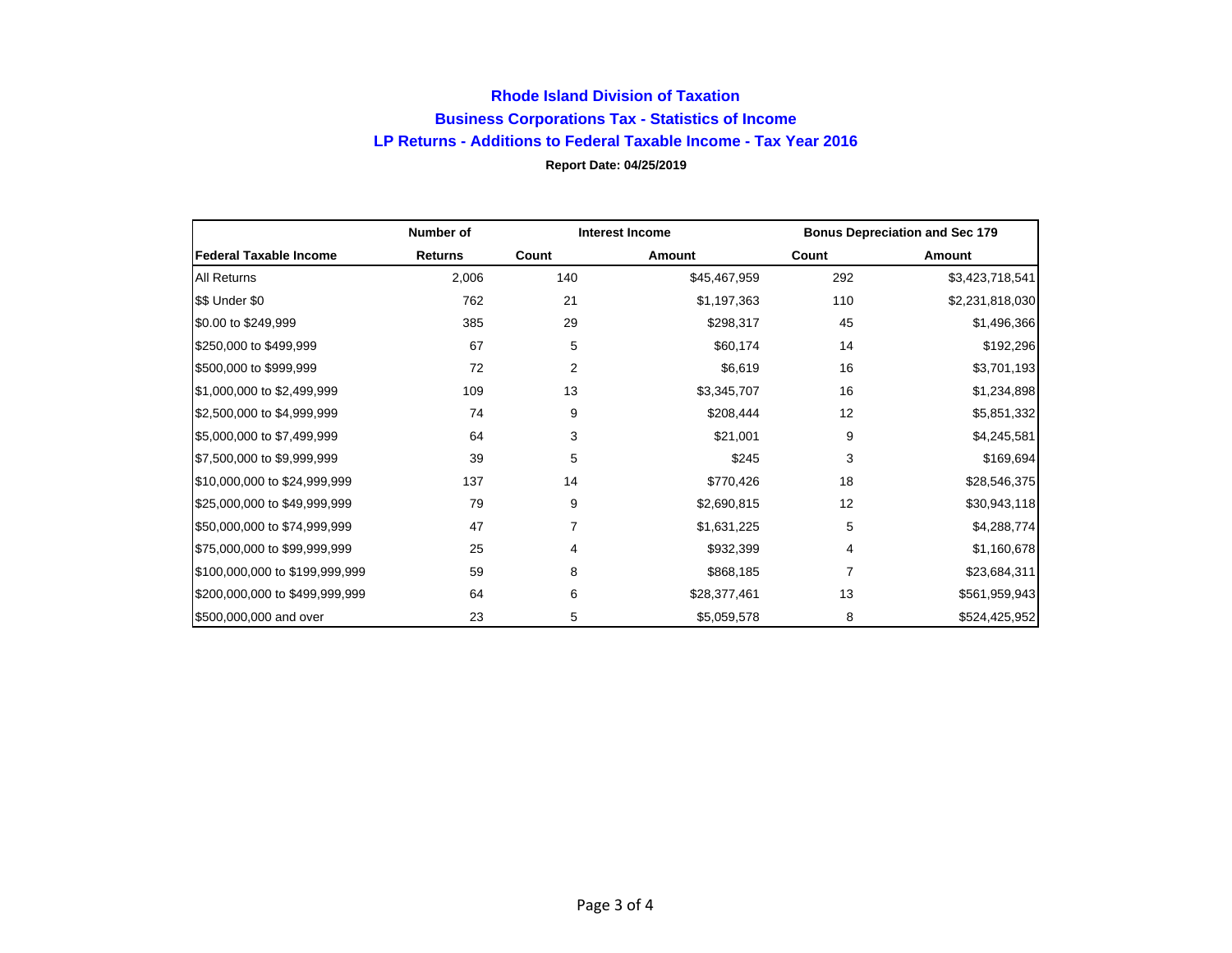# Rhode Island Division of Taxation

## Business Corporations Tax - Statistics of Income

## LP Returns - Additions to Federal Taxable Income - Tax Year 2016

**Report Date: 04/25/2019**

| | Number of | Interest Income | | Bonus Depreciation and Sec 179 | |
|---|---|---|---|---|---|
| **Federal Taxable Income** | **Returns** | **Count** | **Amount** | **Count** | **Amount** |
| All Returns | 2,006 | 140 | $45,467,959 | 292 | $3,423,718,541 |
| $$ Under $0 | 762 | 21 | $1,197,363 | 110 | $2,231,818,030 |
| $0.00 to $249,999 | 385 | 29 | $298,317 | 45 | $1,496,366 |
| $250,000 to $499,999 | 67 | 5 | $60,174 | 14 | $192,296 |
| $500,000 to $999,999 | 72 | 2 | $6,619 | 16 | $3,701,193 |
| $1,000,000 to $2,499,999 | 109 | 13 | $3,345,707 | 16 | $1,234,898 |
| $2,500,000 to $4,999,999 | 74 | 9 | $208,444 | 12 | $5,851,332 |
| $5,000,000 to $7,499,999 | 64 | 3 | $21,001 | 9 | $4,245,581 |
| $7,500,000 to $9,999,999 | 39 | 5 | $245 | 3 | $169,694 |
| $10,000,000 to $24,999,999 | 137 | 14 | $770,426 | 18 | $28,546,375 |
| $25,000,000 to $49,999,999 | 79 | 9 | $2,690,815 | 12 | $30,943,118 |
| $50,000,000 to $74,999,999 | 47 | 7 | $1,631,225 | 5 | $4,288,774 |
| $75,000,000 to $99,999,999 | 25 | 4 | $932,399 | 4 | $1,160,678 |
| $100,000,000 to $199,999,999 | 59 | 8 | $868,185 | 7 | $23,684,311 |
| $200,000,000 to $499,999,999 | 64 | 6 | $28,377,461 | 13 | $561,959,943 |
| $500,000,000 and over | 23 | 5 | $5,059,578 | 8 | $524,425,952 |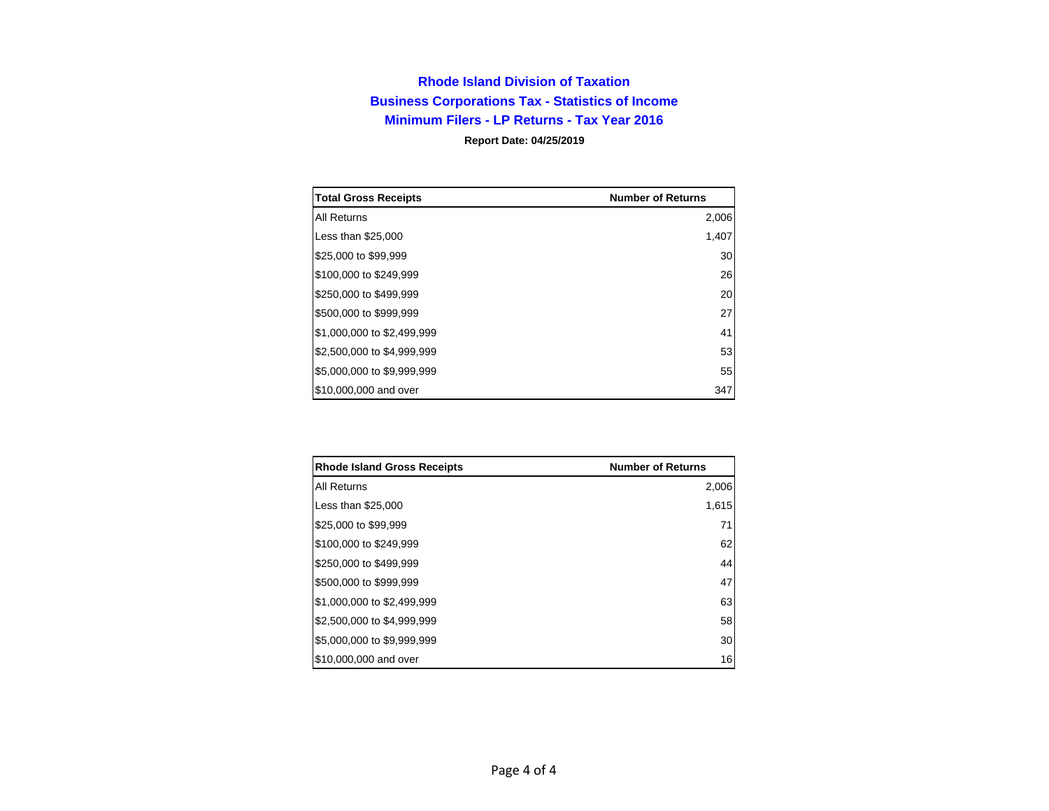# Rhode Island Division of Taxation

## Business Corporations Tax - Statistics of Income

## Minimum Filers - LP Returns - Tax Year 2016

**Report Date: 04/25/2019**

| Total Gross Receipts | Number of Returns |
|---|---|
| All Returns | 2,006 |
| Less than $25,000 | 1,407 |
| $25,000 to $99,999 | 30 |
| $100,000 to $249,999 | 26 |
| $250,000 to $499,999 | 20 |
| $500,000 to $999,999 | 27 |
| $1,000,000 to $2,499,999 | 41 |
| $2,500,000 to $4,999,999 | 53 |
| $5,000,000 to $9,999,999 | 55 |
| $10,000,000 and over | 347 |

| Rhode Island Gross Receipts | Number of Returns |
|---|---|
| All Returns | 2,006 |
| Less than $25,000 | 1,615 |
| $25,000 to $99,999 | 71 |
| $100,000 to $249,999 | 62 |
| $250,000 to $499,999 | 44 |
| $500,000 to $999,999 | 47 |
| $1,000,000 to $2,499,999 | 63 |
| $2,500,000 to $4,999,999 | 58 |
| $5,000,000 to $9,999,999 | 30 |
| $10,000,000 and over | 16 |